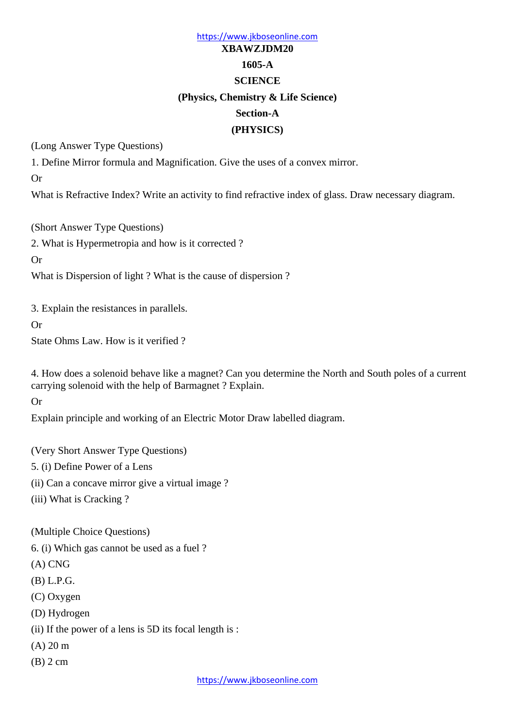**XBAWZJDM20**

**1605-A**

# SCIENCE

**(Physics, Chemistry & Life Science)**

## Section-A

## (PHYSICS)

(Long Answer Type Questions)

1. Define Mirror formula and Magnification. Give the uses of a convex mirror.

Or

What is Refractive Index? Write an activity to find refractive index of glass. Draw necessary diagram.

(Short Answer Type Questions)

2. What is Hypermetropia and how is it corrected ?

Or

What is Dispersion of light ? What is the cause of dispersion ?

3. Explain the resistances in parallels.

Or

State Ohms Law. How is it verified ?

4. How does a solenoid behave like a magnet? Can you determine the North and South poles of a current carrying solenoid with the help of Barmagnet ? Explain.

Or

Explain principle and working of an Electric Motor Draw labelled diagram.

(Very Short Answer Type Questions)

5. (i) Define Power of a Lens

(ii) Can a concave mirror give a virtual image ?

(iii) What is Cracking ?

(Multiple Choice Questions)

6. (i) Which gas cannot be used as a fuel ?

(A) CNG

(B) L.P.G.

(C) Oxygen

(D) Hydrogen

(ii) If the power of a lens is 5D its focal length is :

(A) 20 m

(B) 2 cm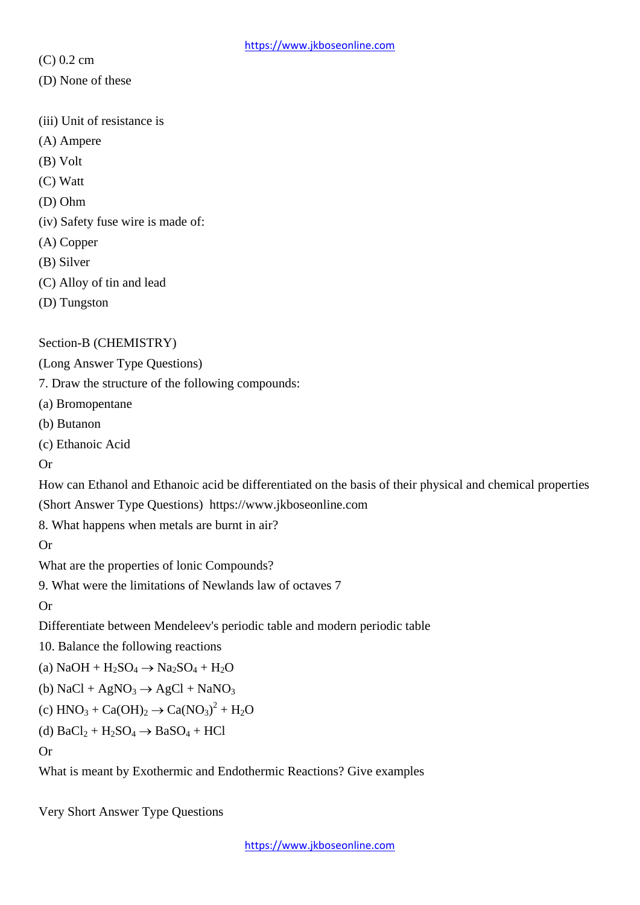(C) 0.2 cm

(D) None of these

(iii) Unit of resistance is

(A) Ampere

(B) Volt

(C) Watt

(D) Ohm

(iv) Safety fuse wire is made of:

(A) Copper

(B) Silver

(C) Alloy of tin and lead

(D) Tungston

Section-B (CHEMISTRY)

(Long Answer Type Questions)

7. Draw the structure of the following compounds:

(a) Bromopentane

(b) Butanon

(c) Ethanoic Acid

Or

How can Ethanol and Ethanoic acid be differentiated on the basis of their physical and chemical properties

(Short Answer Type Questions) https://www.jkboseonline.com

8. What happens when metals are burnt in air?

Or

What are the properties of Ionic Compounds?

9. What were the limitations of Newlands law of octaves 7

Or

Differentiate between Mendeleev's periodic table and modern periodic table

10. Balance the following reactions

(a) $NaOH + H_2SO_4 \rightarrow Na_2SO_4 + H_2O$

(b) $NaCl + AgNO_3 \rightarrow AgCl + NaNO_3$

(c) $HNO_3 + Ca(OH)_2 \rightarrow Ca(NO_3)^2 + H_2O$

(d) $BaCl_2 + H_2SO_4 \rightarrow BaSO_4 + HCl$

Or

What is meant by Exothermic and Endothermic Reactions? Give examples

Very Short Answer Type Questions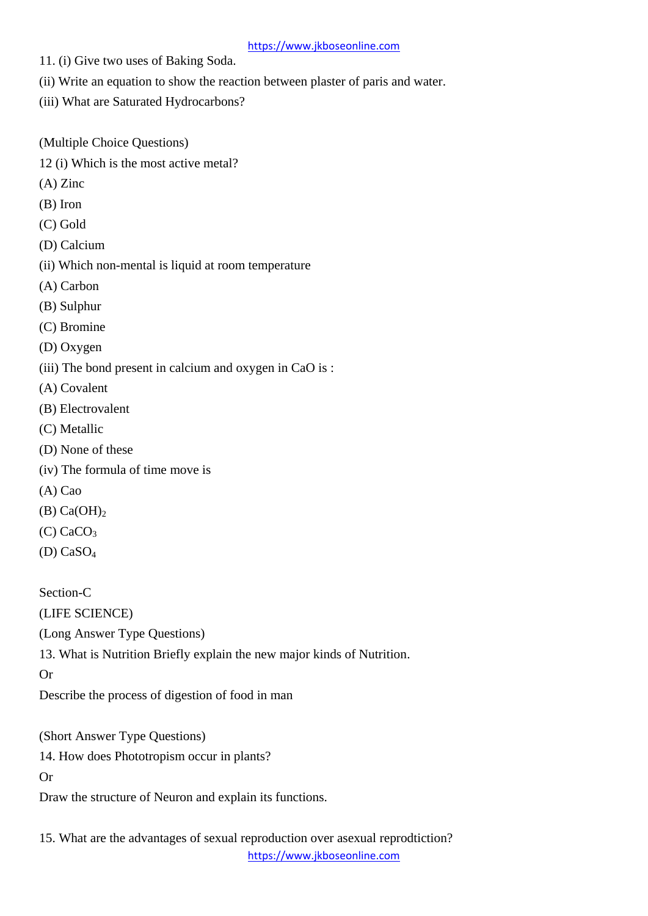11. (i) Give two uses of Baking Soda.

(ii) Write an equation to show the reaction between plaster of paris and water.

(iii) What are Saturated Hydrocarbons?

(Multiple Choice Questions)

12 (i) Which is the most active metal?

(A) Zinc

(B) Iron

(C) Gold

(D) Calcium

(ii) Which non-mental is liquid at room temperature

(A) Carbon

(B) Sulphur

(C) Bromine

(D) Oxygen

(iii) The bond present in calcium and oxygen in CaO is :

(A) Covalent

(B) Electrovalent

(C) Metallic

(D) None of these

(iv) The formula of time move is

(A) Cao

(B) $Ca(OH)_2$

(C) $CaCO_3$

(D) $CaSO_4$

Section-C

(LIFE SCIENCE)

(Long Answer Type Questions)

13. What is Nutrition Briefly explain the new major kinds of Nutrition.

Or

Describe the process of digestion of food in man

(Short Answer Type Questions)

14. How does Phototropism occur in plants?

Or

Draw the structure of Neuron and explain its functions.

15. What are the advantages of sexual reproduction over asexual reprodtiction?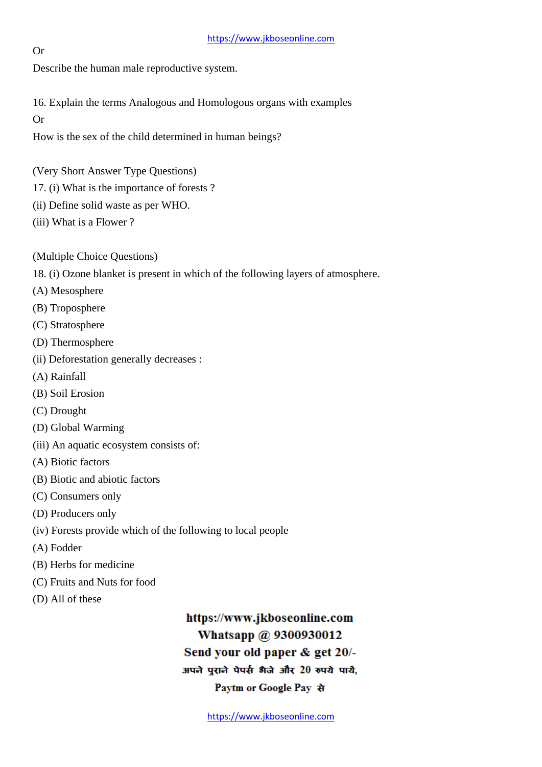Or

Describe the human male reproductive system.

16. Explain the terms Analogous and Homologous organs with examples

Or

How is the sex of the child determined in human beings?

(Very Short Answer Type Questions)

17. (i) What is the importance of forests ?

(ii) Define solid waste as per WHO.

(iii) What is a Flower ?

(Multiple Choice Questions)

18. (i) Ozone blanket is present in which of the following layers of atmosphere.

(A) Mesosphere

(B) Troposphere

(C) Stratosphere

(D) Thermosphere

(ii) Deforestation generally decreases :

(A) Rainfall

(B) Soil Erosion

(C) Drought

(D) Global Warming

(iii) An aquatic ecosystem consists of:

(A) Biotic factors

(B) Biotic and abiotic factors

(C) Consumers only

(D) Producers only

(iv) Forests provide which of the following to local people

(A) Fodder

(B) Herbs for medicine

(C) Fruits and Nuts for food

(D) All of these

**https://www.jkboseonline.com**

**Whatsapp @ 9300930012**

**Send your old paper & get 20/-**

**अपने पुराने पेपर्स भेजे और 20 रुपये पायें,**

**Paytm or Google Pay से**